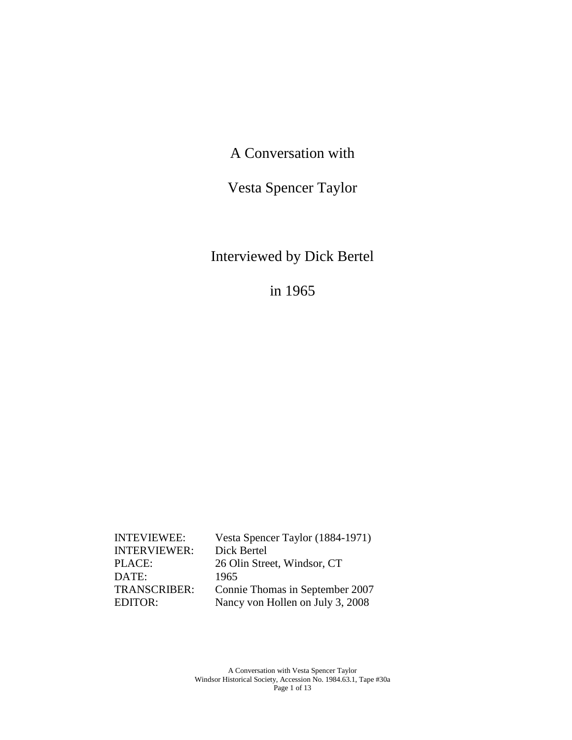# A Conversation with

# Vesta Spencer Taylor

## Interviewed by Dick Bertel

## in 1965

| | |
|---|---|
| INTEVIEWEE: | Vesta Spencer Taylor (1884-1971) |
| INTERVIEWER: | Dick Bertel |
| PLACE: | 26 Olin Street, Windsor, CT |
| DATE: | 1965 |
| TRANSCRIBER: | Connie Thomas in September 2007 |
| EDITOR: | Nancy von Hollen on July 3, 2008 |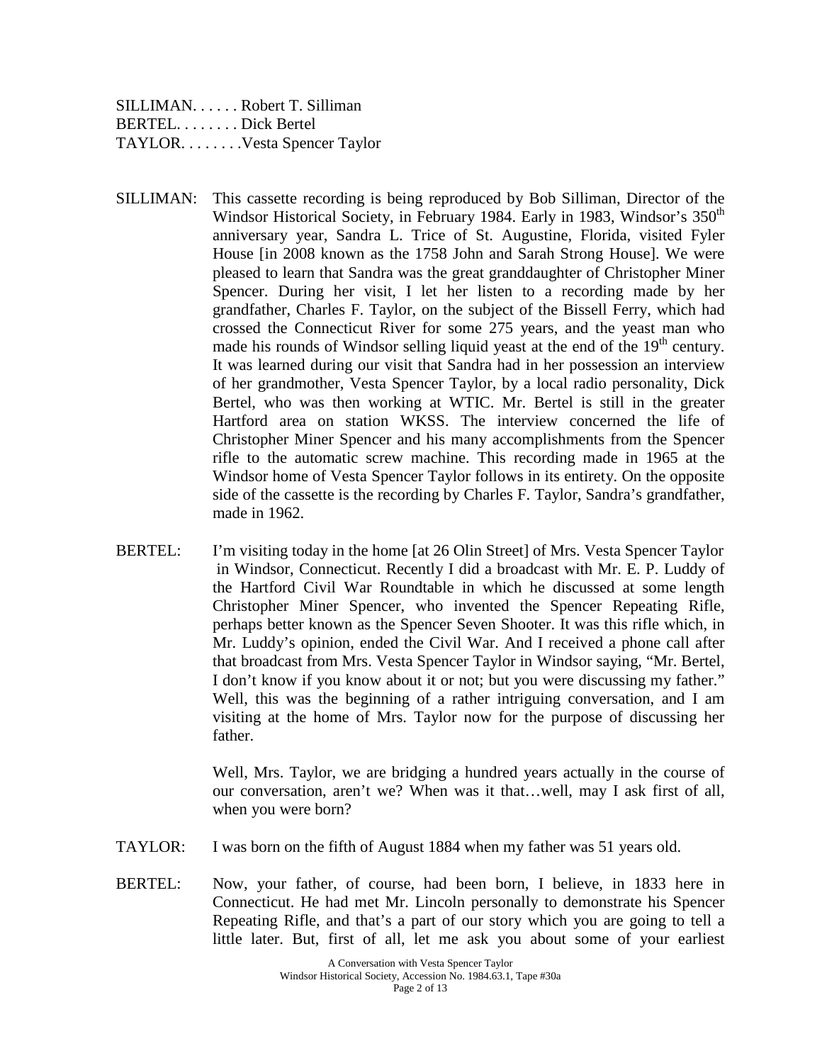SILLIMAN. . . . . . Robert T. Silliman
BERTEL. . . . . . . . Dick Bertel
TAYLOR. . . . . . . .Vesta Spencer Taylor

SILLIMAN: This cassette recording is being reproduced by Bob Silliman, Director of the Windsor Historical Society, in February 1984. Early in 1983, Windsor's 350th anniversary year, Sandra L. Trice of St. Augustine, Florida, visited Fyler House [in 2008 known as the 1758 John and Sarah Strong House]. We were pleased to learn that Sandra was the great granddaughter of Christopher Miner Spencer. During her visit, I let her listen to a recording made by her grandfather, Charles F. Taylor, on the subject of the Bissell Ferry, which had crossed the Connecticut River for some 275 years, and the yeast man who made his rounds of Windsor selling liquid yeast at the end of the 19th century. It was learned during our visit that Sandra had in her possession an interview of her grandmother, Vesta Spencer Taylor, by a local radio personality, Dick Bertel, who was then working at WTIC. Mr. Bertel is still in the greater Hartford area on station WKSS. The interview concerned the life of Christopher Miner Spencer and his many accomplishments from the Spencer rifle to the automatic screw machine. This recording made in 1965 at the Windsor home of Vesta Spencer Taylor follows in its entirety. On the opposite side of the cassette is the recording by Charles F. Taylor, Sandra's grandfather, made in 1962.

BERTEL: I'm visiting today in the home [at 26 Olin Street] of Mrs. Vesta Spencer Taylor in Windsor, Connecticut. Recently I did a broadcast with Mr. E. P. Luddy of the Hartford Civil War Roundtable in which he discussed at some length Christopher Miner Spencer, who invented the Spencer Repeating Rifle, perhaps better known as the Spencer Seven Shooter. It was this rifle which, in Mr. Luddy's opinion, ended the Civil War. And I received a phone call after that broadcast from Mrs. Vesta Spencer Taylor in Windsor saying, "Mr. Bertel, I don't know if you know about it or not; but you were discussing my father." Well, this was the beginning of a rather intriguing conversation, and I am visiting at the home of Mrs. Taylor now for the purpose of discussing her father.

Well, Mrs. Taylor, we are bridging a hundred years actually in the course of our conversation, aren't we? When was it that…well, may I ask first of all, when you were born?

TAYLOR: I was born on the fifth of August 1884 when my father was 51 years old.

BERTEL: Now, your father, of course, had been born, I believe, in 1833 here in Connecticut. He had met Mr. Lincoln personally to demonstrate his Spencer Repeating Rifle, and that's a part of our story which you are going to tell a little later. But, first of all, let me ask you about some of your earliest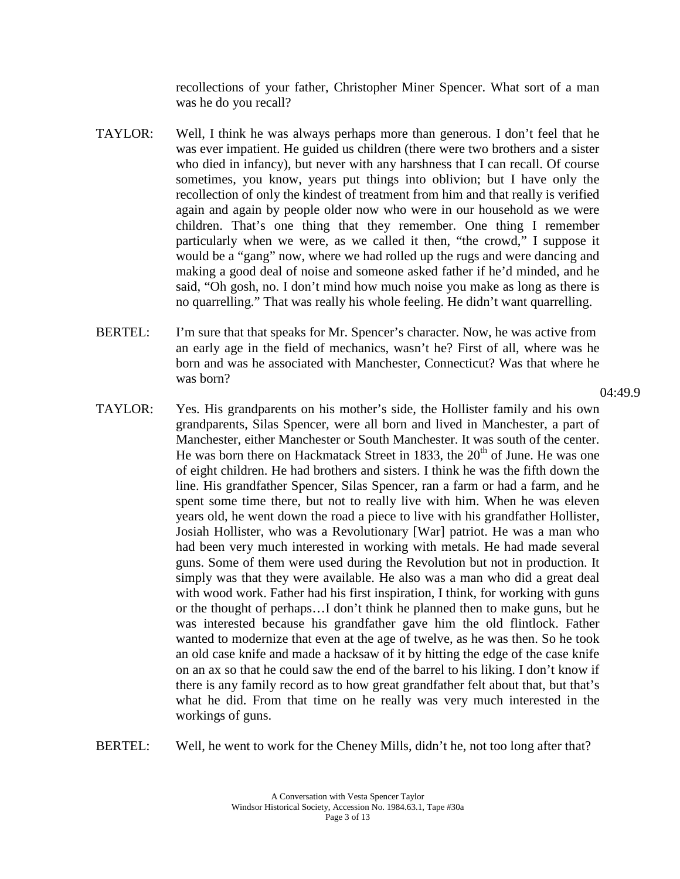recollections of your father, Christopher Miner Spencer. What sort of a man was he do you recall?

TAYLOR: Well, I think he was always perhaps more than generous. I don't feel that he was ever impatient. He guided us children (there were two brothers and a sister who died in infancy), but never with any harshness that I can recall. Of course sometimes, you know, years put things into oblivion; but I have only the recollection of only the kindest of treatment from him and that really is verified again and again by people older now who were in our household as we were children. That's one thing that they remember. One thing I remember particularly when we were, as we called it then, "the crowd," I suppose it would be a "gang" now, where we had rolled up the rugs and were dancing and making a good deal of noise and someone asked father if he'd minded, and he said, "Oh gosh, no. I don't mind how much noise you make as long as there is no quarrelling." That was really his whole feeling. He didn't want quarrelling.

BERTEL: I'm sure that that speaks for Mr. Spencer's character. Now, he was active from an early age in the field of mechanics, wasn't he? First of all, where was he born and was he associated with Manchester, Connecticut? Was that where he was born?

04:49.9

TAYLOR: Yes. His grandparents on his mother's side, the Hollister family and his own grandparents, Silas Spencer, were all born and lived in Manchester, a part of Manchester, either Manchester or South Manchester. It was south of the center. He was born there on Hackmatack Street in 1833, the 20th of June. He was one of eight children. He had brothers and sisters. I think he was the fifth down the line. His grandfather Spencer, Silas Spencer, ran a farm or had a farm, and he spent some time there, but not to really live with him. When he was eleven years old, he went down the road a piece to live with his grandfather Hollister, Josiah Hollister, who was a Revolutionary [War] patriot. He was a man who had been very much interested in working with metals. He had made several guns. Some of them were used during the Revolution but not in production. It simply was that they were available. He also was a man who did a great deal with wood work. Father had his first inspiration, I think, for working with guns or the thought of perhaps…I don't think he planned then to make guns, but he was interested because his grandfather gave him the old flintlock. Father wanted to modernize that even at the age of twelve, as he was then. So he took an old case knife and made a hacksaw of it by hitting the edge of the case knife on an ax so that he could saw the end of the barrel to his liking. I don't know if there is any family record as to how great grandfather felt about that, but that's what he did. From that time on he really was very much interested in the workings of guns.

BERTEL: Well, he went to work for the Cheney Mills, didn't he, not too long after that?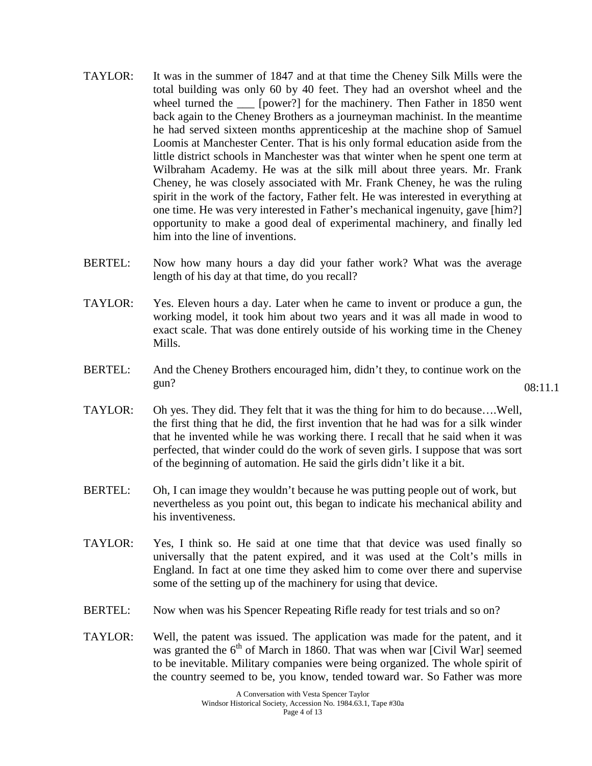TAYLOR: It was in the summer of 1847 and at that time the Cheney Silk Mills were the total building was only 60 by 40 feet. They had an overshot wheel and the wheel turned the ___ [power?] for the machinery. Then Father in 1850 went back again to the Cheney Brothers as a journeyman machinist. In the meantime he had served sixteen months apprenticeship at the machine shop of Samuel Loomis at Manchester Center. That is his only formal education aside from the little district schools in Manchester was that winter when he spent one term at Wilbraham Academy. He was at the silk mill about three years. Mr. Frank Cheney, he was closely associated with Mr. Frank Cheney, he was the ruling spirit in the work of the factory, Father felt. He was interested in everything at one time. He was very interested in Father's mechanical ingenuity, gave [him?] opportunity to make a good deal of experimental machinery, and finally led him into the line of inventions.

BERTEL: Now how many hours a day did your father work? What was the average length of his day at that time, do you recall?

TAYLOR: Yes. Eleven hours a day. Later when he came to invent or produce a gun, the working model, it took him about two years and it was all made in wood to exact scale. That was done entirely outside of his working time in the Cheney Mills.

BERTEL: And the Cheney Brothers encouraged him, didn't they, to continue work on the gun?

08:11.1

TAYLOR: Oh yes. They did. They felt that it was the thing for him to do because….Well, the first thing that he did, the first invention that he had was for a silk winder that he invented while he was working there. I recall that he said when it was perfected, that winder could do the work of seven girls. I suppose that was sort of the beginning of automation. He said the girls didn't like it a bit.

BERTEL: Oh, I can image they wouldn't because he was putting people out of work, but nevertheless as you point out, this began to indicate his mechanical ability and his inventiveness.

TAYLOR: Yes, I think so. He said at one time that that device was used finally so universally that the patent expired, and it was used at the Colt's mills in England. In fact at one time they asked him to come over there and supervise some of the setting up of the machinery for using that device.

BERTEL: Now when was his Spencer Repeating Rifle ready for test trials and so on?

TAYLOR: Well, the patent was issued. The application was made for the patent, and it was granted the 6th of March in 1860. That was when war [Civil War] seemed to be inevitable. Military companies were being organized. The whole spirit of the country seemed to be, you know, tended toward war. So Father was more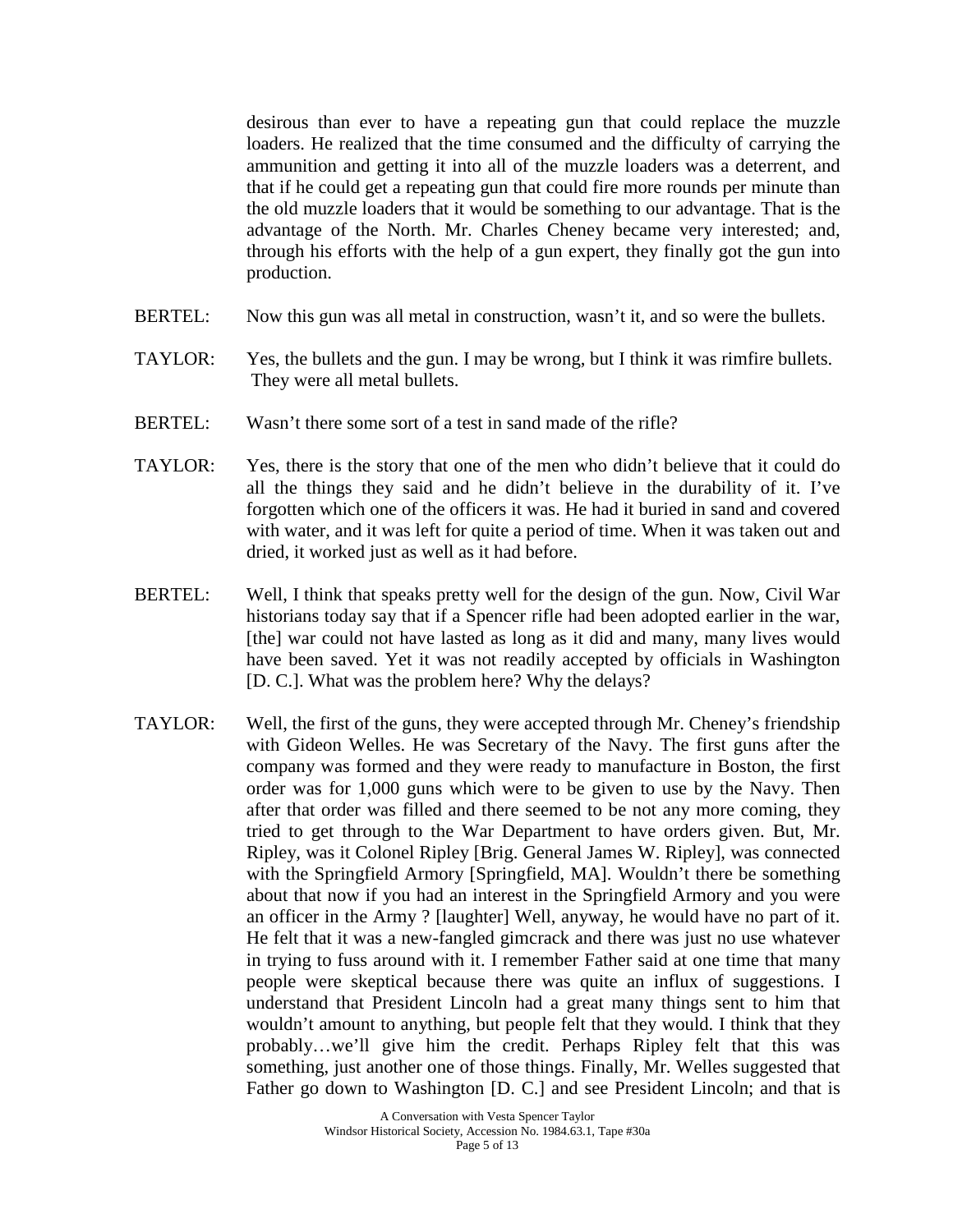desirous than ever to have a repeating gun that could replace the muzzle loaders. He realized that the time consumed and the difficulty of carrying the ammunition and getting it into all of the muzzle loaders was a deterrent, and that if he could get a repeating gun that could fire more rounds per minute than the old muzzle loaders that it would be something to our advantage. That is the advantage of the North. Mr. Charles Cheney became very interested; and, through his efforts with the help of a gun expert, they finally got the gun into production.

BERTEL: Now this gun was all metal in construction, wasn't it, and so were the bullets.

TAYLOR: Yes, the bullets and the gun. I may be wrong, but I think it was rimfire bullets. They were all metal bullets.

BERTEL: Wasn't there some sort of a test in sand made of the rifle?

TAYLOR: Yes, there is the story that one of the men who didn't believe that it could do all the things they said and he didn't believe in the durability of it. I've forgotten which one of the officers it was. He had it buried in sand and covered with water, and it was left for quite a period of time. When it was taken out and dried, it worked just as well as it had before.

BERTEL: Well, I think that speaks pretty well for the design of the gun. Now, Civil War historians today say that if a Spencer rifle had been adopted earlier in the war, [the] war could not have lasted as long as it did and many, many lives would have been saved. Yet it was not readily accepted by officials in Washington [D. C.]. What was the problem here? Why the delays?

TAYLOR: Well, the first of the guns, they were accepted through Mr. Cheney's friendship with Gideon Welles. He was Secretary of the Navy. The first guns after the company was formed and they were ready to manufacture in Boston, the first order was for 1,000 guns which were to be given to use by the Navy. Then after that order was filled and there seemed to be not any more coming, they tried to get through to the War Department to have orders given. But, Mr. Ripley, was it Colonel Ripley [Brig. General James W. Ripley], was connected with the Springfield Armory [Springfield, MA]. Wouldn't there be something about that now if you had an interest in the Springfield Armory and you were an officer in the Army ? [laughter] Well, anyway, he would have no part of it. He felt that it was a new-fangled gimcrack and there was just no use whatever in trying to fuss around with it. I remember Father said at one time that many people were skeptical because there was quite an influx of suggestions. I understand that President Lincoln had a great many things sent to him that wouldn't amount to anything, but people felt that they would. I think that they probably…we'll give him the credit. Perhaps Ripley felt that this was something, just another one of those things. Finally, Mr. Welles suggested that Father go down to Washington [D. C.] and see President Lincoln; and that is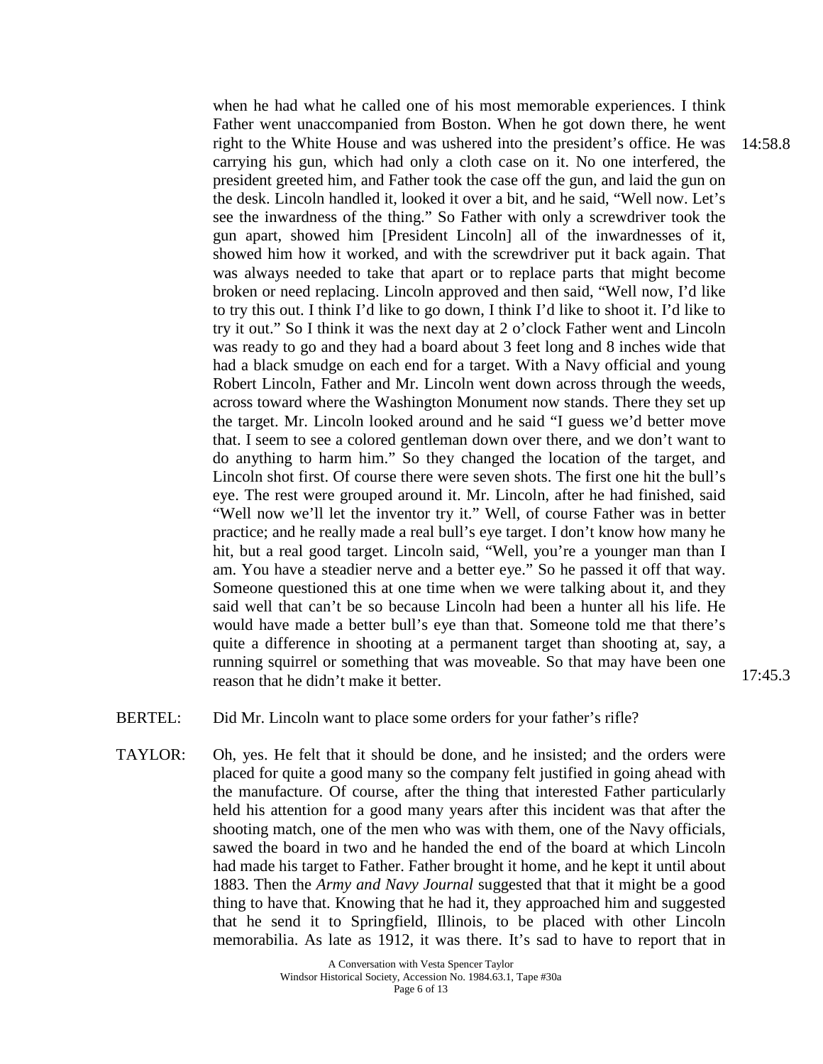when he had what he called one of his most memorable experiences. I think Father went unaccompanied from Boston. When he got down there, he went right to the White House and was ushered into the president's office. He was carrying his gun, which had only a cloth case on it. No one interfered, the president greeted him, and Father took the case off the gun, and laid the gun on the desk. Lincoln handled it, looked it over a bit, and he said, "Well now. Let's see the inwardness of the thing." So Father with only a screwdriver took the gun apart, showed him [President Lincoln] all of the inwardnesses of it, showed him how it worked, and with the screwdriver put it back again. That was always needed to take that apart or to replace parts that might become broken or need replacing. Lincoln approved and then said, "Well now, I'd like to try this out. I think I'd like to go down, I think I'd like to shoot it. I'd like to try it out." So I think it was the next day at 2 o'clock Father went and Lincoln was ready to go and they had a board about 3 feet long and 8 inches wide that had a black smudge on each end for a target. With a Navy official and young Robert Lincoln, Father and Mr. Lincoln went down across through the weeds, across toward where the Washington Monument now stands. There they set up the target. Mr. Lincoln looked around and he said "I guess we'd better move that. I seem to see a colored gentleman down over there, and we don't want to do anything to harm him." So they changed the location of the target, and Lincoln shot first. Of course there were seven shots. The first one hit the bull's eye. The rest were grouped around it. Mr. Lincoln, after he had finished, said "Well now we'll let the inventor try it." Well, of course Father was in better practice; and he really made a real bull's eye target. I don't know how many he hit, but a real good target. Lincoln said, "Well, you're a younger man than I am. You have a steadier nerve and a better eye." So he passed it off that way. Someone questioned this at one time when we were talking about it, and they said well that can't be so because Lincoln had been a hunter all his life. He would have made a better bull's eye than that. Someone told me that there's quite a difference in shooting at a permanent target than shooting at, say, a running squirrel or something that was moveable. So that may have been one reason that he didn't make it better. 14:58.8 17:45.3

BERTEL: Did Mr. Lincoln want to place some orders for your father's rifle?

TAYLOR: Oh, yes. He felt that it should be done, and he insisted; and the orders were placed for quite a good many so the company felt justified in going ahead with the manufacture. Of course, after the thing that interested Father particularly held his attention for a good many years after this incident was that after the shooting match, one of the men who was with them, one of the Navy officials, sawed the board in two and he handed the end of the board at which Lincoln had made his target to Father. Father brought it home, and he kept it until about 1883. Then the *Army and Navy Journal* suggested that that it might be a good thing to have that. Knowing that he had it, they approached him and suggested that he send it to Springfield, Illinois, to be placed with other Lincoln memorabilia. As late as 1912, it was there. It's sad to have to report that in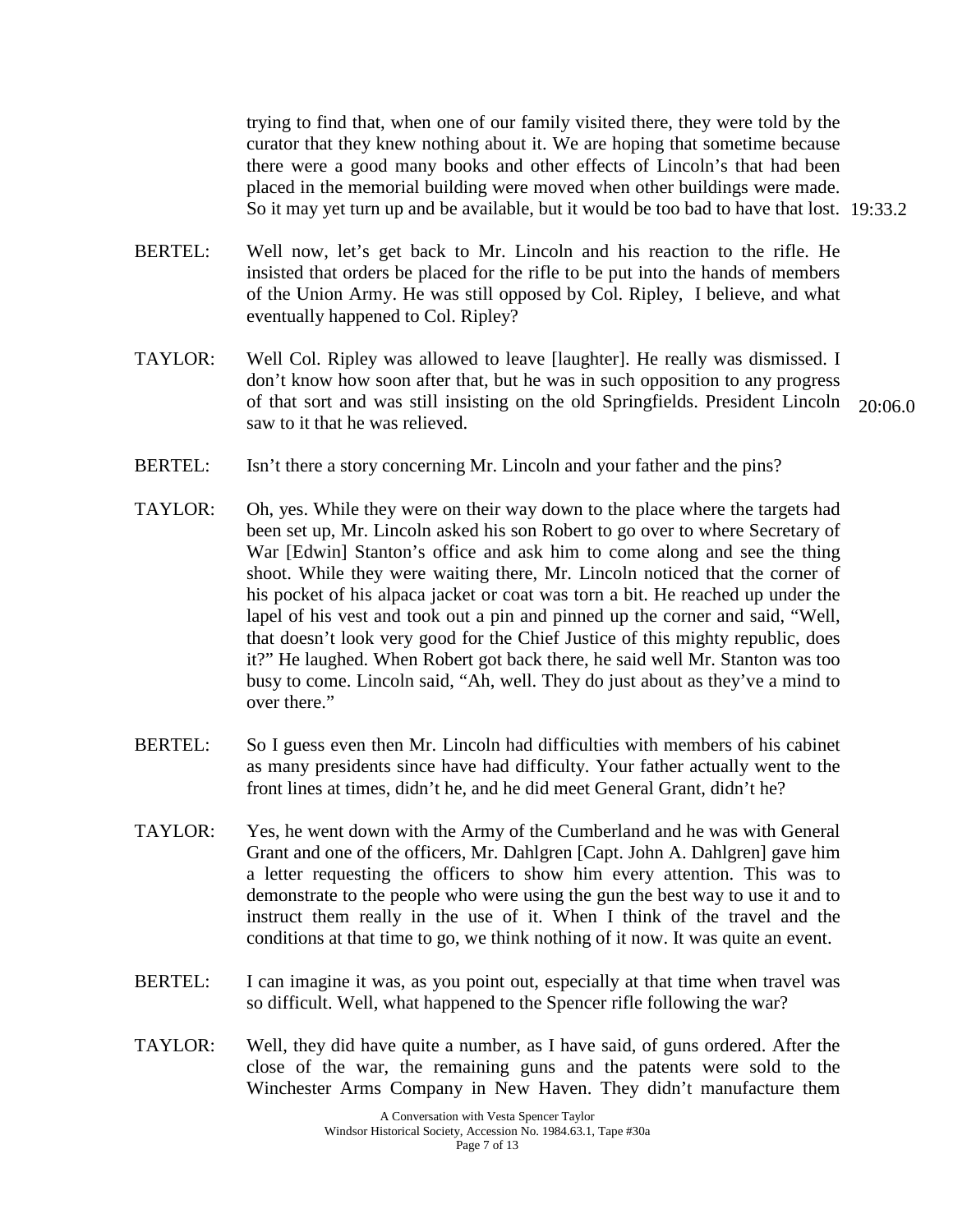trying to find that, when one of our family visited there, they were told by the curator that they knew nothing about it. We are hoping that sometime because there were a good many books and other effects of Lincoln's that had been placed in the memorial building were moved when other buildings were made. So it may yet turn up and be available, but it would be too bad to have that lost. 19:33.2

BERTEL: Well now, let's get back to Mr. Lincoln and his reaction to the rifle. He insisted that orders be placed for the rifle to be put into the hands of members of the Union Army. He was still opposed by Col. Ripley, I believe, and what eventually happened to Col. Ripley?

TAYLOR: Well Col. Ripley was allowed to leave [laughter]. He really was dismissed. I don't know how soon after that, but he was in such opposition to any progress of that sort and was still insisting on the old Springfields. President Lincoln saw to it that he was relieved. 20:06.0

BERTEL: Isn't there a story concerning Mr. Lincoln and your father and the pins?

TAYLOR: Oh, yes. While they were on their way down to the place where the targets had been set up, Mr. Lincoln asked his son Robert to go over to where Secretary of War [Edwin] Stanton's office and ask him to come along and see the thing shoot. While they were waiting there, Mr. Lincoln noticed that the corner of his pocket of his alpaca jacket or coat was torn a bit. He reached up under the lapel of his vest and took out a pin and pinned up the corner and said, "Well, that doesn't look very good for the Chief Justice of this mighty republic, does it?" He laughed. When Robert got back there, he said well Mr. Stanton was too busy to come. Lincoln said, "Ah, well. They do just about as they've a mind to over there."

BERTEL: So I guess even then Mr. Lincoln had difficulties with members of his cabinet as many presidents since have had difficulty. Your father actually went to the front lines at times, didn't he, and he did meet General Grant, didn't he?

TAYLOR: Yes, he went down with the Army of the Cumberland and he was with General Grant and one of the officers, Mr. Dahlgren [Capt. John A. Dahlgren] gave him a letter requesting the officers to show him every attention. This was to demonstrate to the people who were using the gun the best way to use it and to instruct them really in the use of it. When I think of the travel and the conditions at that time to go, we think nothing of it now. It was quite an event.

BERTEL: I can imagine it was, as you point out, especially at that time when travel was so difficult. Well, what happened to the Spencer rifle following the war?

TAYLOR: Well, they did have quite a number, as I have said, of guns ordered. After the close of the war, the remaining guns and the patents were sold to the Winchester Arms Company in New Haven. They didn't manufacture them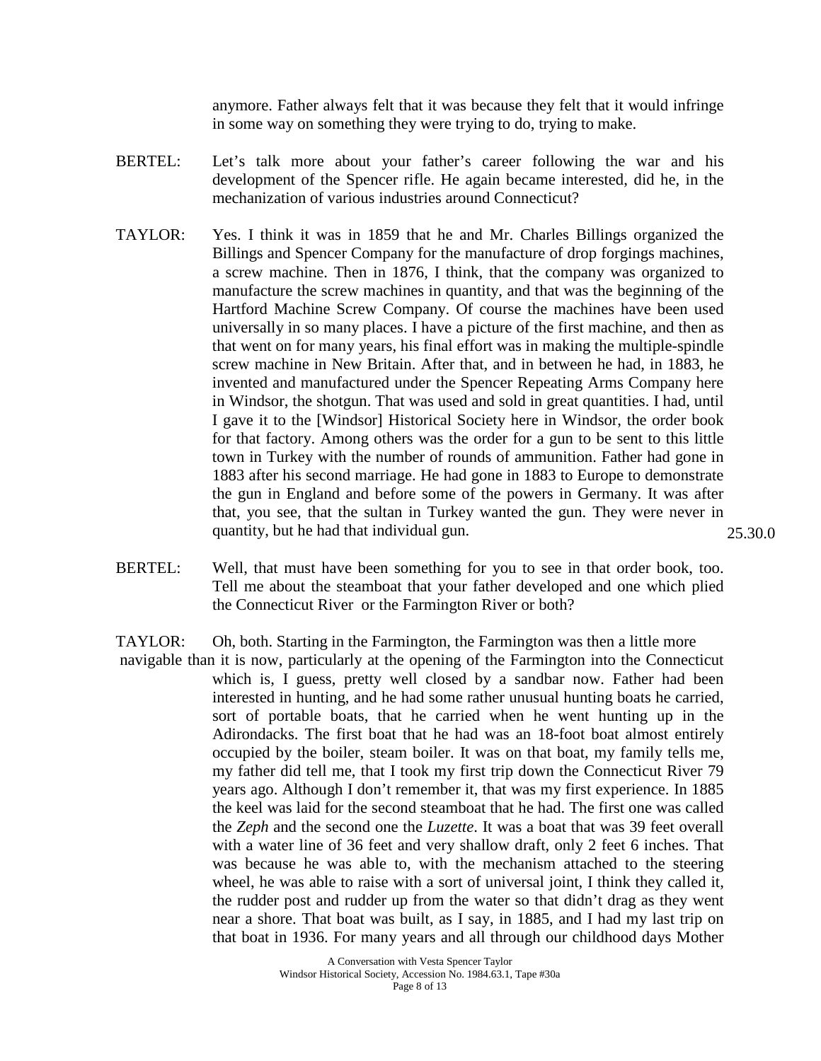anymore. Father always felt that it was because they felt that it would infringe in some way on something they were trying to do, trying to make.

BERTEL: Let's talk more about your father's career following the war and his development of the Spencer rifle. He again became interested, did he, in the mechanization of various industries around Connecticut?

TAYLOR: Yes. I think it was in 1859 that he and Mr. Charles Billings organized the Billings and Spencer Company for the manufacture of drop forgings machines, a screw machine. Then in 1876, I think, that the company was organized to manufacture the screw machines in quantity, and that was the beginning of the Hartford Machine Screw Company. Of course the machines have been used universally in so many places. I have a picture of the first machine, and then as that went on for many years, his final effort was in making the multiple-spindle screw machine in New Britain. After that, and in between he had, in 1883, he invented and manufactured under the Spencer Repeating Arms Company here in Windsor, the shotgun. That was used and sold in great quantities. I had, until I gave it to the [Windsor] Historical Society here in Windsor, the order book for that factory. Among others was the order for a gun to be sent to this little town in Turkey with the number of rounds of ammunition. Father had gone in 1883 after his second marriage. He had gone in 1883 to Europe to demonstrate the gun in England and before some of the powers in Germany. It was after that, you see, that the sultan in Turkey wanted the gun. They were never in quantity, but he had that individual gun. 25.30.0

BERTEL: Well, that must have been something for you to see in that order book, too. Tell me about the steamboat that your father developed and one which plied the Connecticut River or the Farmington River or both?

TAYLOR: Oh, both. Starting in the Farmington, the Farmington was then a little more navigable than it is now, particularly at the opening of the Farmington into the Connecticut which is, I guess, pretty well closed by a sandbar now. Father had been interested in hunting, and he had some rather unusual hunting boats he carried, sort of portable boats, that he carried when he went hunting up in the Adirondacks. The first boat that he had was an 18-foot boat almost entirely occupied by the boiler, steam boiler. It was on that boat, my family tells me, my father did tell me, that I took my first trip down the Connecticut River 79 years ago. Although I don't remember it, that was my first experience. In 1885 the keel was laid for the second steamboat that he had. The first one was called the *Zeph* and the second one the *Luzette*. It was a boat that was 39 feet overall with a water line of 36 feet and very shallow draft, only 2 feet 6 inches. That was because he was able to, with the mechanism attached to the steering wheel, he was able to raise with a sort of universal joint, I think they called it, the rudder post and rudder up from the water so that didn't drag as they went near a shore. That boat was built, as I say, in 1885, and I had my last trip on that boat in 1936. For many years and all through our childhood days Mother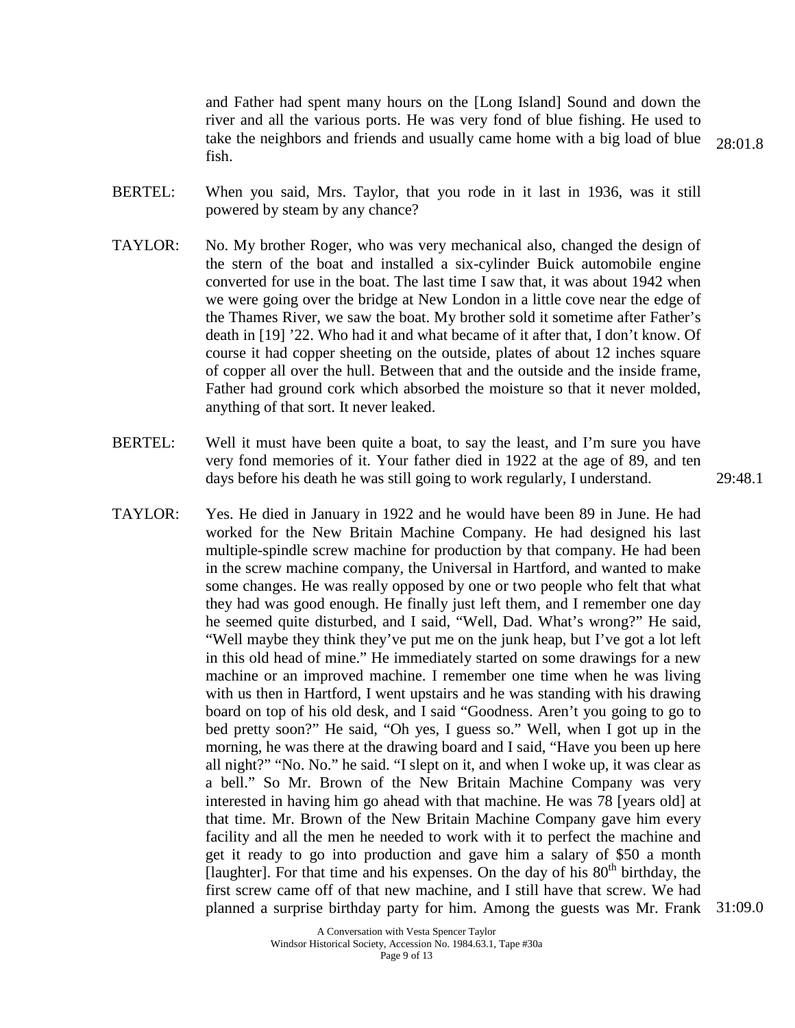and Father had spent many hours on the [Long Island] Sound and down the river and all the various ports. He was very fond of blue fishing. He used to take the neighbors and friends and usually came home with a big load of blue fish. 28:01.8

BERTEL: When you said, Mrs. Taylor, that you rode in it last in 1936, was it still powered by steam by any chance?

TAYLOR: No. My brother Roger, who was very mechanical also, changed the design of the stern of the boat and installed a six-cylinder Buick automobile engine converted for use in the boat. The last time I saw that, it was about 1942 when we were going over the bridge at New London in a little cove near the edge of the Thames River, we saw the boat. My brother sold it sometime after Father's death in [19] '22. Who had it and what became of it after that, I don't know. Of course it had copper sheeting on the outside, plates of about 12 inches square of copper all over the hull. Between that and the outside and the inside frame, Father had ground cork which absorbed the moisture so that it never molded, anything of that sort. It never leaked.

BERTEL: Well it must have been quite a boat, to say the least, and I'm sure you have very fond memories of it. Your father died in 1922 at the age of 89, and ten days before his death he was still going to work regularly, I understand. 29:48.1

TAYLOR: Yes. He died in January in 1922 and he would have been 89 in June. He had worked for the New Britain Machine Company. He had designed his last multiple-spindle screw machine for production by that company. He had been in the screw machine company, the Universal in Hartford, and wanted to make some changes. He was really opposed by one or two people who felt that what they had was good enough. He finally just left them, and I remember one day he seemed quite disturbed, and I said, "Well, Dad. What's wrong?" He said, "Well maybe they think they've put me on the junk heap, but I've got a lot left in this old head of mine." He immediately started on some drawings for a new machine or an improved machine. I remember one time when he was living with us then in Hartford, I went upstairs and he was standing with his drawing board on top of his old desk, and I said "Goodness. Aren't you going to go to bed pretty soon?" He said, "Oh yes, I guess so." Well, when I got up in the morning, he was there at the drawing board and I said, "Have you been up here all night?" "No. No." he said. "I slept on it, and when I woke up, it was clear as a bell." So Mr. Brown of the New Britain Machine Company was very interested in having him go ahead with that machine. He was 78 [years old] at that time. Mr. Brown of the New Britain Machine Company gave him every facility and all the men he needed to work with it to perfect the machine and get it ready to go into production and gave him a salary of $50 a month [laughter]. For that time and his expenses. On the day of his 80th birthday, the first screw came off of that new machine, and I still have that screw. We had planned a surprise birthday party for him. Among the guests was Mr. Frank 31:09.0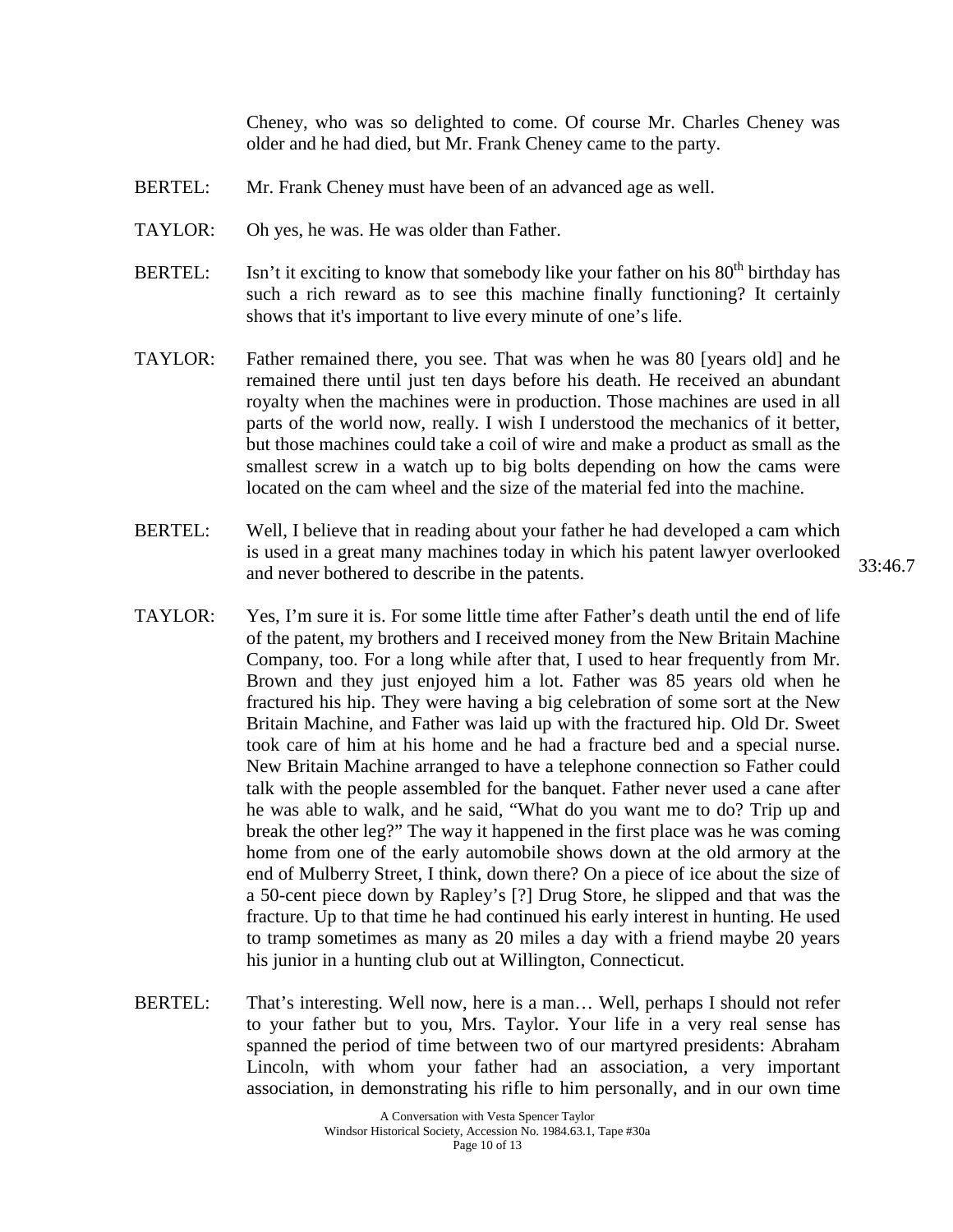Cheney, who was so delighted to come. Of course Mr. Charles Cheney was older and he had died, but Mr. Frank Cheney came to the party.

BERTEL: Mr. Frank Cheney must have been of an advanced age as well.

TAYLOR: Oh yes, he was. He was older than Father.

BERTEL: Isn't it exciting to know that somebody like your father on his 80th birthday has such a rich reward as to see this machine finally functioning? It certainly shows that it's important to live every minute of one's life.

TAYLOR: Father remained there, you see. That was when he was 80 [years old] and he remained there until just ten days before his death. He received an abundant royalty when the machines were in production. Those machines are used in all parts of the world now, really. I wish I understood the mechanics of it better, but those machines could take a coil of wire and make a product as small as the smallest screw in a watch up to big bolts depending on how the cams were located on the cam wheel and the size of the material fed into the machine.

BERTEL: Well, I believe that in reading about your father he had developed a cam which is used in a great many machines today in which his patent lawyer overlooked and never bothered to describe in the patents.

33:46.7

TAYLOR: Yes, I'm sure it is. For some little time after Father's death until the end of life of the patent, my brothers and I received money from the New Britain Machine Company, too. For a long while after that, I used to hear frequently from Mr. Brown and they just enjoyed him a lot. Father was 85 years old when he fractured his hip. They were having a big celebration of some sort at the New Britain Machine, and Father was laid up with the fractured hip. Old Dr. Sweet took care of him at his home and he had a fracture bed and a special nurse. New Britain Machine arranged to have a telephone connection so Father could talk with the people assembled for the banquet. Father never used a cane after he was able to walk, and he said, "What do you want me to do? Trip up and break the other leg?" The way it happened in the first place was he was coming home from one of the early automobile shows down at the old armory at the end of Mulberry Street, I think, down there? On a piece of ice about the size of a 50-cent piece down by Rapley's [?] Drug Store, he slipped and that was the fracture. Up to that time he had continued his early interest in hunting. He used to tramp sometimes as many as 20 miles a day with a friend maybe 20 years his junior in a hunting club out at Willington, Connecticut.

BERTEL: That's interesting. Well now, here is a man… Well, perhaps I should not refer to your father but to you, Mrs. Taylor. Your life in a very real sense has spanned the period of time between two of our martyred presidents: Abraham Lincoln, with whom your father had an association, a very important association, in demonstrating his rifle to him personally, and in our own time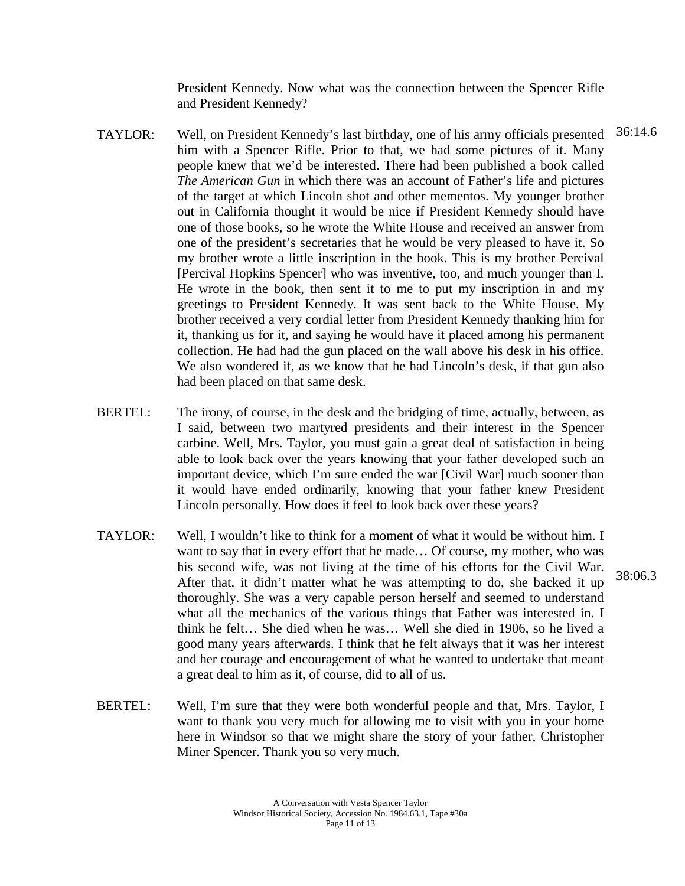President Kennedy. Now what was the connection between the Spencer Rifle and President Kennedy?

TAYLOR: Well, on President Kennedy's last birthday, one of his army officials presented him with a Spencer Rifle. Prior to that, we had some pictures of it. Many people knew that we'd be interested. There had been published a book called *The American Gun* in which there was an account of Father's life and pictures of the target at which Lincoln shot and other mementos. My younger brother out in California thought it would be nice if President Kennedy should have one of those books, so he wrote the White House and received an answer from one of the president's secretaries that he would be very pleased to have it. So my brother wrote a little inscription in the book. This is my brother Percival [Percival Hopkins Spencer] who was inventive, too, and much younger than I. He wrote in the book, then sent it to me to put my inscription in and my greetings to President Kennedy. It was sent back to the White House. My brother received a very cordial letter from President Kennedy thanking him for it, thanking us for it, and saying he would have it placed among his permanent collection. He had had the gun placed on the wall above his desk in his office. We also wondered if, as we know that he had Lincoln's desk, if that gun also had been placed on that same desk. 36:14.6

BERTEL: The irony, of course, in the desk and the bridging of time, actually, between, as I said, between two martyred presidents and their interest in the Spencer carbine. Well, Mrs. Taylor, you must gain a great deal of satisfaction in being able to look back over the years knowing that your father developed such an important device, which I'm sure ended the war [Civil War] much sooner than it would have ended ordinarily, knowing that your father knew President Lincoln personally. How does it feel to look back over these years?

TAYLOR: Well, I wouldn't like to think for a moment of what it would be without him. I want to say that in every effort that he made… Of course, my mother, who was his second wife, was not living at the time of his efforts for the Civil War. After that, it didn't matter what he was attempting to do, she backed it up thoroughly. She was a very capable person herself and seemed to understand what all the mechanics of the various things that Father was interested in. I think he felt… She died when he was… Well she died in 1906, so he lived a good many years afterwards. I think that he felt always that it was her interest and her courage and encouragement of what he wanted to undertake that meant a great deal to him as it, of course, did to all of us. 38:06.3

BERTEL: Well, I'm sure that they were both wonderful people and that, Mrs. Taylor, I want to thank you very much for allowing me to visit with you in your home here in Windsor so that we might share the story of your father, Christopher Miner Spencer. Thank you so very much.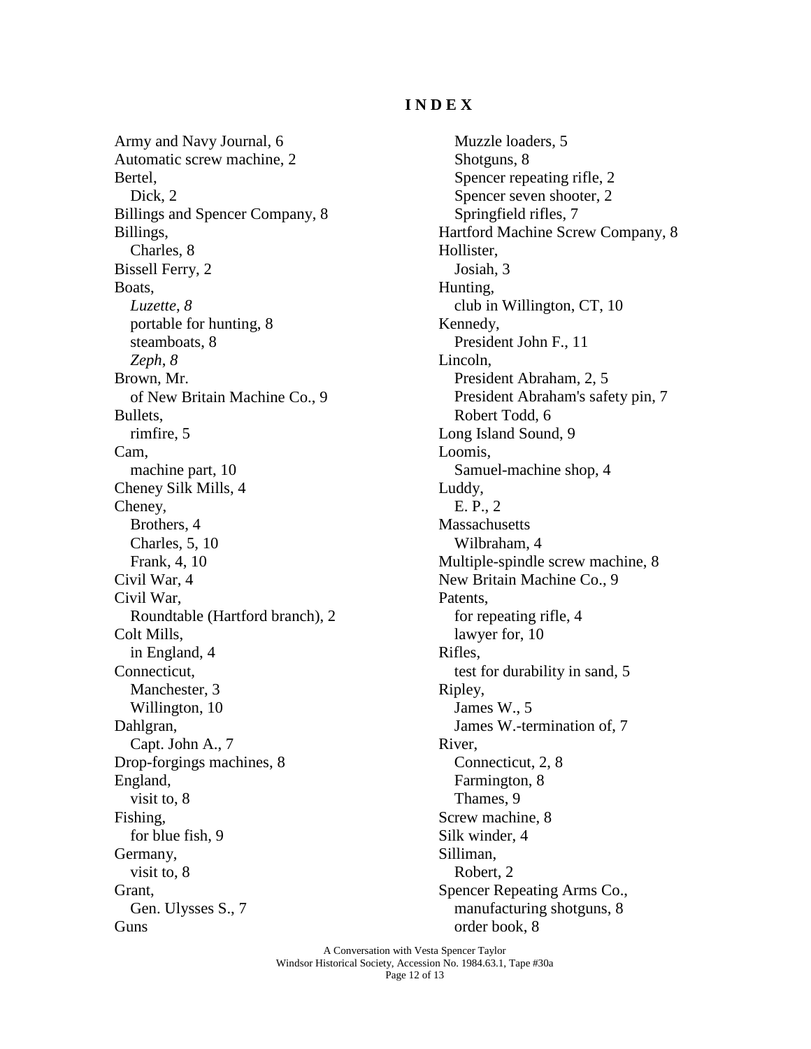# INDEX

Army and Navy Journal, 6
Automatic screw machine, 2
Bertel,
  Dick, 2
Billings and Spencer Company, 8
Billings,
  Charles, 8
Bissell Ferry, 2
Boats,
  *Luzette*, *8*
  portable for hunting, 8
  steamboats, 8
  *Zeph*, *8*
Brown, Mr.
  of New Britain Machine Co., 9
Bullets,
  rimfire, 5
Cam,
  machine part, 10
Cheney Silk Mills, 4
Cheney,
  Brothers, 4
  Charles, 5, 10
  Frank, 4, 10
Civil War, 4
Civil War,
  Roundtable (Hartford branch), 2
Colt Mills,
  in England, 4
Connecticut,
  Manchester, 3
  Willington, 10
Dahlgran,
  Capt. John A., 7
Drop-forgings machines, 8
England,
  visit to, 8
Fishing,
  for blue fish, 9
Germany,
  visit to, 8
Grant,
  Gen. Ulysses S., 7
Guns
  Muzzle loaders, 5
  Shotguns, 8
  Spencer repeating rifle, 2
  Spencer seven shooter, 2
  Springfield rifles, 7
Hartford Machine Screw Company, 8
Hollister,
  Josiah, 3
Hunting,
  club in Willington, CT, 10
Kennedy,
  President John F., 11
Lincoln,
  President Abraham, 2, 5
  President Abraham's safety pin, 7
  Robert Todd, 6
Long Island Sound, 9
Loomis,
  Samuel-machine shop, 4
Luddy,
  E. P., 2
Massachusetts
  Wilbraham, 4
Multiple-spindle screw machine, 8
New Britain Machine Co., 9
Patents,
  for repeating rifle, 4
  lawyer for, 10
Rifles,
  test for durability in sand, 5
Ripley,
  James W., 5
  James W.-termination of, 7
River,
  Connecticut, 2, 8
  Farmington, 8
  Thames, 9
Screw machine, 8
Silk winder, 4
Silliman,
  Robert, 2
Spencer Repeating Arms Co.,
  manufacturing shotguns, 8
  order book, 8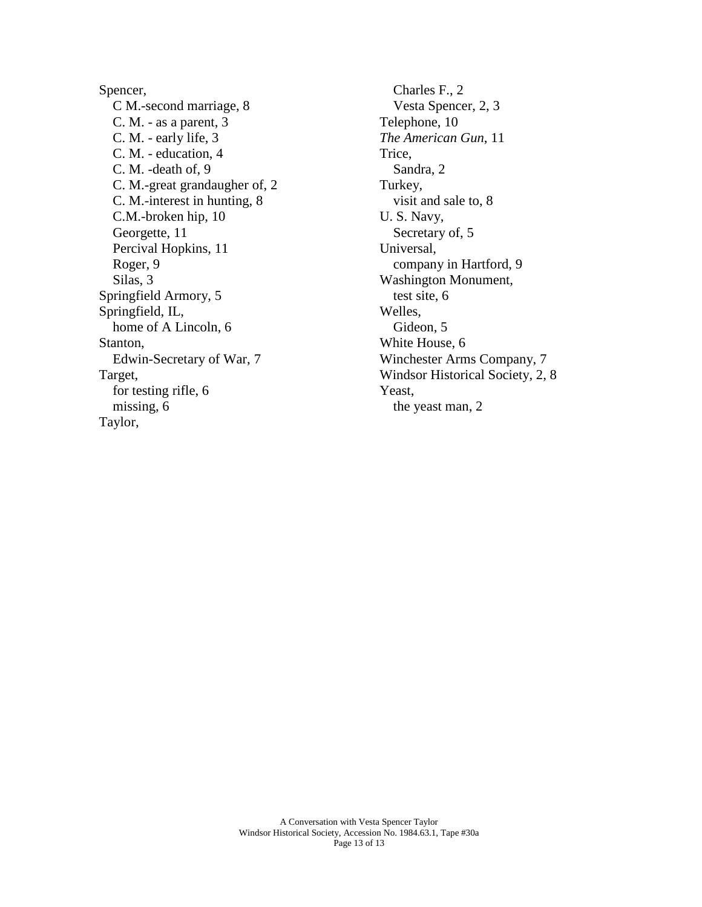Spencer,
   C M.-second marriage, 8
   C. M. - as a parent, 3
   C. M. - early life, 3
   C. M. - education, 4
   C. M. -death of, 9
   C. M.-great grandaugher of, 2
   C. M.-interest in hunting, 8
   C.M.-broken hip, 10
   Georgette, 11
   Percival Hopkins, 11
   Roger, 9
   Silas, 3
Springfield Armory, 5
Springfield, IL,
   home of A Lincoln, 6
Stanton,
   Edwin-Secretary of War, 7
Target,
   for testing rifle, 6
   missing, 6
Taylor,
   Charles F., 2
   Vesta Spencer, 2, 3
Telephone, 10
*The American Gun*, 11
Trice,
   Sandra, 2
Turkey,
   visit and sale to, 8
U. S. Navy,
   Secretary of, 5
Universal,
   company in Hartford, 9
Washington Monument,
   test site, 6
Welles,
   Gideon, 5
White House, 6
Winchester Arms Company, 7
Windsor Historical Society, 2, 8
Yeast,
   the yeast man, 2